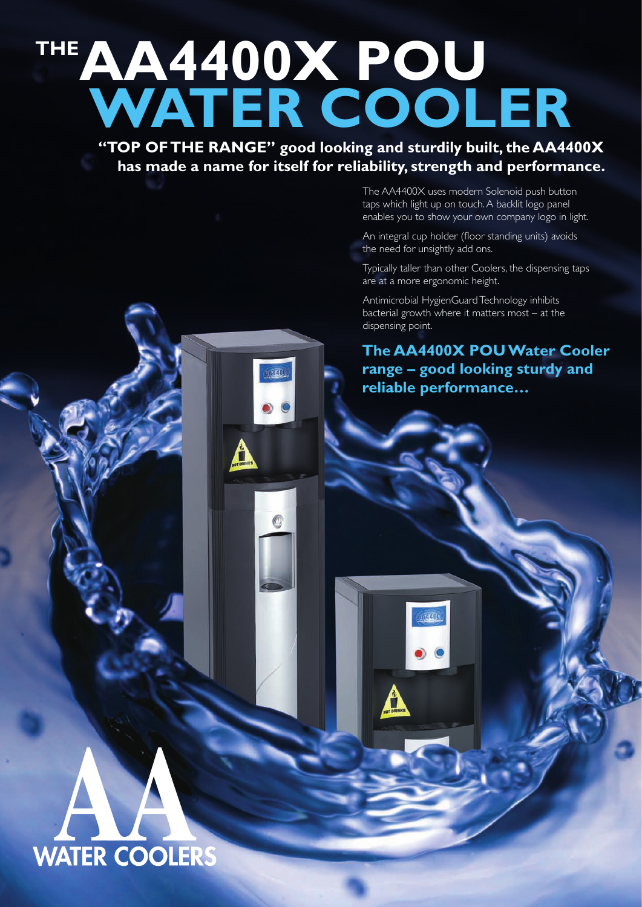# THE AA4400X POU WATER COOLER

**"TOP OF THE RANGE" good looking and sturdily built, the AA4400X has made a name for itself for reliability, strength and performance.**

The AA4400X uses modern Solenoid push button taps which light up on touch. A backlit logo panel enables you to show your own company logo in light.

An integral cup holder (floor standing units) avoids the need for unsightly add ons.

Typically taller than other Coolers, the dispensing taps are at a more ergonomic height.

Antimicrobial HygienGuard Technology inhibits bacterial growth where it matters most – at the dispensing point.

**The AA4400X POU Water Cooler range – good looking sturdy and reliable performance…**

AA WATER COOLERS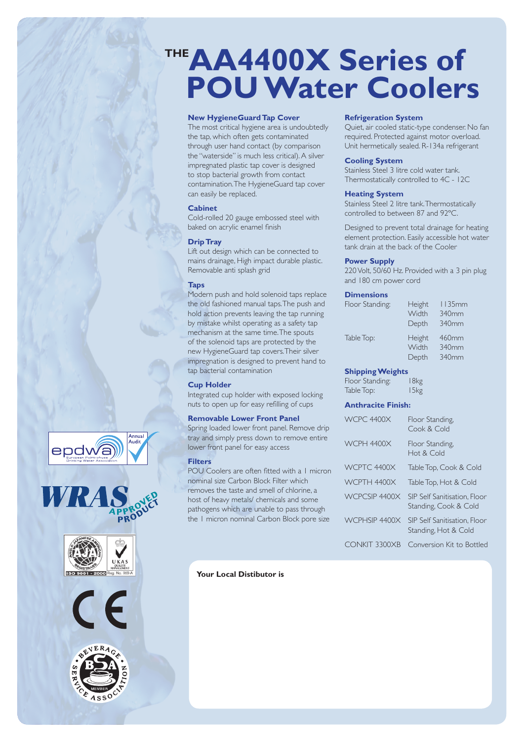# THE AA4400X Series of POU Water Coolers

### New HygieneGuard Tap Cover

The most critical hygiene area is undoubtedly the tap, which often gets contaminated through user hand contact (by comparison the "waterside" is much less critical). A silver impregnated plastic tap cover is designed to stop bacterial growth from contact contamination. The HygieneGuard tap cover can easily be replaced.

### Cabinet

Cold-rolled 20 gauge embossed steel with baked on acrylic enamel finish

### Drip Tray

Lift out design which can be connected to mains drainage, High impact durable plastic. Removable anti splash grid

### Taps

Modern push and hold solenoid taps replace the old fashioned manual taps. The push and hold action prevents leaving the tap running by mistake whilst operating as a safety tap mechanism at the same time. The spouts of the solenoid taps are protected by the new HygieneGuard tap covers. Their silver impregnation is designed to prevent hand to tap bacterial contamination

### Cup Holder

Integrated cup holder with exposed locking nuts to open up for easy refilling of cups

### Removable Lower Front Panel

Spring loaded lower front panel. Remove drip tray and simply press down to remove entire lower front panel for easy access

### Filters

POU Coolers are often fitted with a 1 micron nominal size Carbon Block Filter which removes the taste and smell of chlorine, a host of heavy metals/ chemicals and some pathogens which are unable to pass through the 1 micron nominal Carbon Block pore size

### Refrigeration System

Quiet, air cooled static-type condenser. No fan required. Protected against motor overload. Unit hermetically sealed. R-134a refrigerant

### Cooling System

Stainless Steel 3 litre cold water tank. Thermostatically controlled to 4C - 12C

### Heating System

Stainless Steel 2 litre tank. Thermostatically controlled to between 87 and 92°C.

Designed to prevent total drainage for heating element protection. Easily accessible hot water tank drain at the back of the Cooler

### Power Supply

220 Volt, 50/60 Hz. Provided with a 3 pin plug and 180 cm power cord

### Dimensions

| | | |
|---|---|---|
| Floor Standing: | Height | 1135mm |
| | Width | 340mm |
| | Depth | 340mm |
| Table Top: | Height | 460mm |
| | Width | 340mm |
| | Depth | 340mm |

### Shipping Weights

| | |
|---|---|
| Floor Standing: | 18kg |
| Table Top: | 15kg |

### Anthracite Finish:

| | |
|---|---|
| WCPC 4400X | Floor Standing, Cook & Cold |
| WCPH 4400X | Floor Standing, Hot & Cold |
| WCPTC 4400X | Table Top, Cook & Cold |
| WCPTH 4400X | Table Top, Hot & Cold |
| WCPCSIP 4400X | SIP Self Sanitisation, Floor Standing, Cook & Cold |
| WCPHSIP 4400X | SIP Self Sanitisation, Floor Standing, Hot & Cold |
| CONKIT 3300XB | Conversion Kit to Bottled |

**Your Local Distibutor is**

epdwa European Point-of-use Drinking Water Association — Annual Audit

WRAS APPROVED PRODUCT

ISO 9001 - 2000 Reg. No. 989-A

UKAS QUALITY MANAGEMENT

CE

BEVERAGE SERVICE ASSOCIATION MEMBER